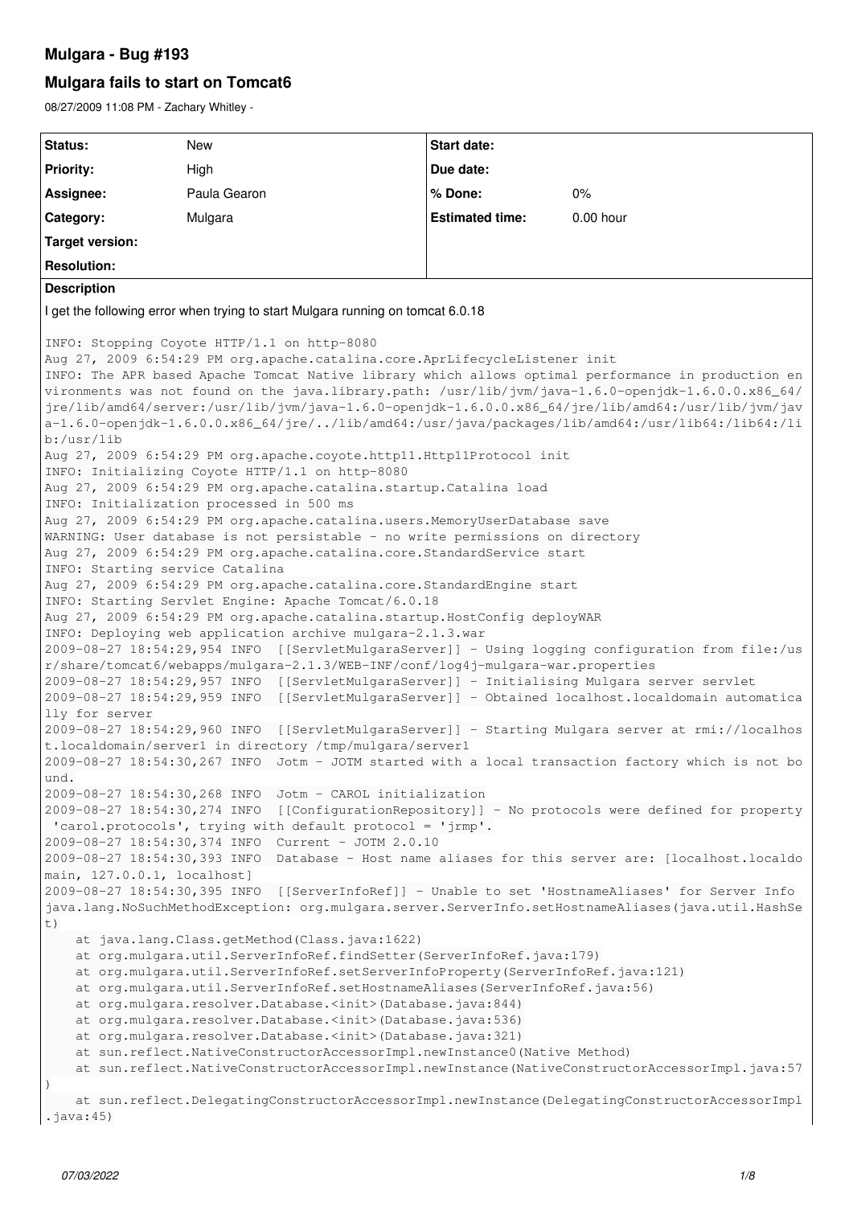# Mulgara - Bug #193

## Mulgara fails to start on Tomcat6

08/27/2009 11:08 PM - Zachary Whitley -

| Status: | New | Start date: | |
|---|---|---|---|
| Priority: | High | Due date: | |
| Assignee: | Paula Gearon | % Done: | 0% |
| Category: | Mulgara | Estimated time: | 0.00 hour |
| Target version: | | | |
| Resolution: | | | |

### Description

I get the following error when trying to start Mulgara running on tomcat 6.0.18

```
INFO: Stopping Coyote HTTP/1.1 on http-8080
Aug 27, 2009 6:54:29 PM org.apache.catalina.core.AprLifecycleListener init
INFO: The APR based Apache Tomcat Native library which allows optimal performance in production environments was not found on the java.library.path: /usr/lib/jvm/java-1.6.0-openjdk-1.6.0.0.x86_64/jre/lib/amd64/server:/usr/lib/jvm/java-1.6.0-openjdk-1.6.0.0.x86_64/jre/lib/amd64:/usr/lib/jvm/java-1.6.0-openjdk-1.6.0.0.x86_64/jre/../lib/amd64:/usr/java/packages/lib/amd64:/usr/lib64:/lib64:/lib:/usr/lib
Aug 27, 2009 6:54:29 PM org.apache.coyote.http11.Http11Protocol init
INFO: Initializing Coyote HTTP/1.1 on http-8080
Aug 27, 2009 6:54:29 PM org.apache.catalina.startup.Catalina load
INFO: Initialization processed in 500 ms
Aug 27, 2009 6:54:29 PM org.apache.catalina.users.MemoryUserDatabase save
WARNING: User database is not persistable - no write permissions on directory
Aug 27, 2009 6:54:29 PM org.apache.catalina.core.StandardService start
INFO: Starting service Catalina
Aug 27, 2009 6:54:29 PM org.apache.catalina.core.StandardEngine start
INFO: Starting Servlet Engine: Apache Tomcat/6.0.18
Aug 27, 2009 6:54:29 PM org.apache.catalina.startup.HostConfig deployWAR
INFO: Deploying web application archive mulgara-2.1.3.war
2009-08-27 18:54:29,954 INFO  [[ServletMulgaraServer]] - Using logging configuration from file:/usr/share/tomcat6/webapps/mulgara-2.1.3/WEB-INF/conf/log4j-mulgara-war.properties
2009-08-27 18:54:29,957 INFO  [[ServletMulgaraServer]] - Initialising Mulgara server servlet
2009-08-27 18:54:29,959 INFO  [[ServletMulgaraServer]] - Obtained localhost.localdomain automatically for server
2009-08-27 18:54:29,960 INFO  [[ServletMulgaraServer]] - Starting Mulgara server at rmi://localhost.localdomain/server1 in directory /tmp/mulgara/server1
2009-08-27 18:54:30,267 INFO  Jotm - JOTM started with a local transaction factory which is not bound.
2009-08-27 18:54:30,268 INFO  Jotm - CAROL initialization
2009-08-27 18:54:30,274 INFO  [[ConfigurationRepository]] - No protocols were defined for property 'carol.protocols', trying with default protocol = 'jrmp'.
2009-08-27 18:54:30,374 INFO  Current - JOTM 2.0.10
2009-08-27 18:54:30,393 INFO  Database - Host name aliases for this server are: [localhost.localdomain, 127.0.0.1, localhost]
2009-08-27 18:54:30,395 INFO  [[ServerInfoRef]] - Unable to set 'HostnameAliases' for Server Info
java.lang.NoSuchMethodException: org.mulgara.server.ServerInfo.setHostnameAliases(java.util.HashSet)
    at java.lang.Class.getMethod(Class.java:1622)
    at org.mulgara.util.ServerInfoRef.findSetter(ServerInfoRef.java:179)
    at org.mulgara.util.ServerInfoRef.setServerInfoProperty(ServerInfoRef.java:121)
    at org.mulgara.util.ServerInfoRef.setHostnameAliases(ServerInfoRef.java:56)
    at org.mulgara.resolver.Database.<init>(Database.java:844)
    at org.mulgara.resolver.Database.<init>(Database.java:536)
    at org.mulgara.resolver.Database.<init>(Database.java:321)
    at sun.reflect.NativeConstructorAccessorImpl.newInstance0(Native Method)
    at sun.reflect.NativeConstructorAccessorImpl.newInstance(NativeConstructorAccessorImpl.java:57)
    at sun.reflect.DelegatingConstructorAccessorImpl.newInstance(DelegatingConstructorAccessorImpl.java:45)
```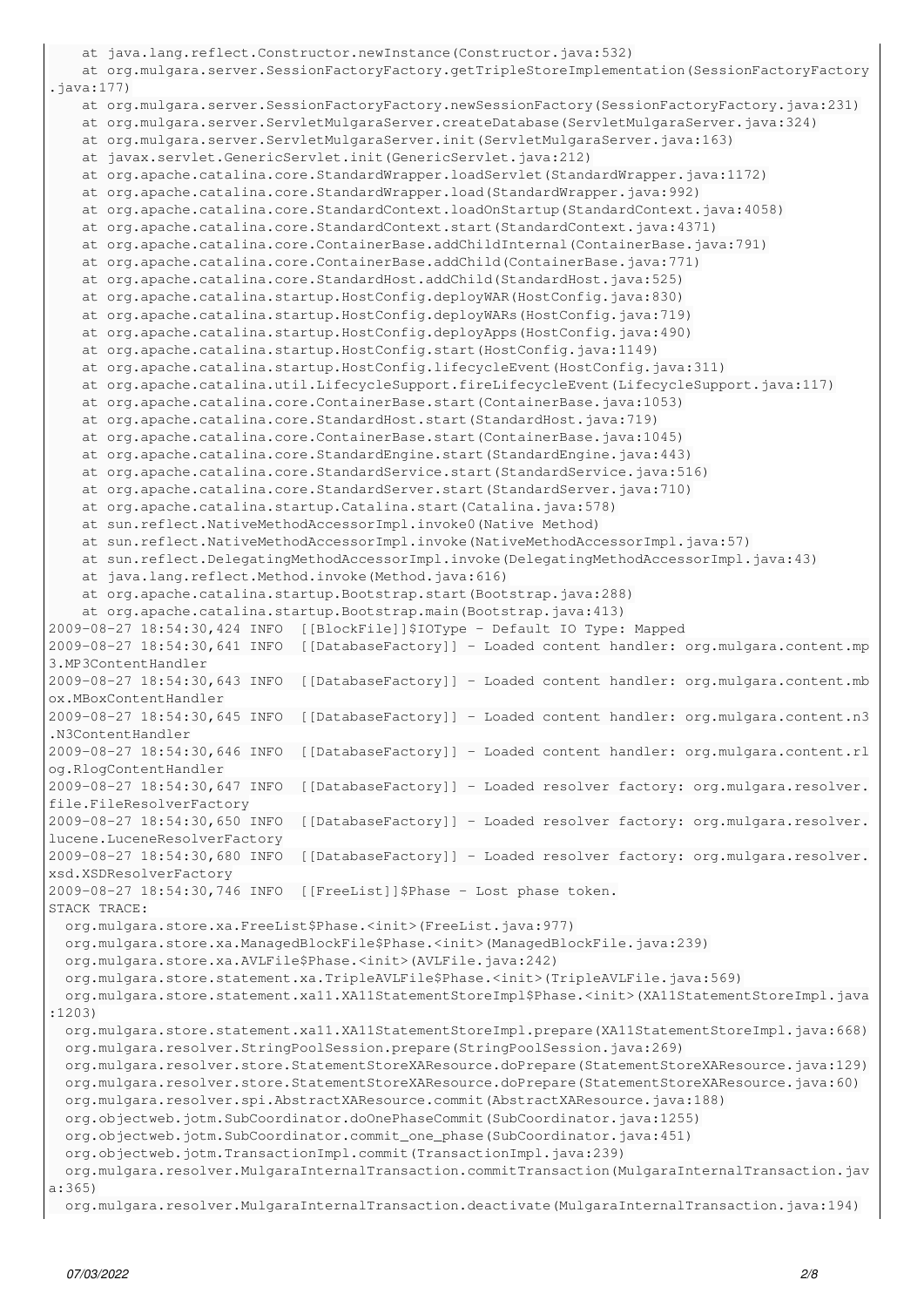```
    at java.lang.reflect.Constructor.newInstance(Constructor.java:532)
    at org.mulgara.server.SessionFactoryFactory.getTripleStoreImplementation(SessionFactoryFactory
.java:177)
    at org.mulgara.server.SessionFactoryFactory.newSessionFactory(SessionFactoryFactory.java:231)
    at org.mulgara.server.ServletMulgaraServer.createDatabase(ServletMulgaraServer.java:324)
    at org.mulgara.server.ServletMulgaraServer.init(ServletMulgaraServer.java:163)
    at javax.servlet.GenericServlet.init(GenericServlet.java:212)
    at org.apache.catalina.core.StandardWrapper.loadServlet(StandardWrapper.java:1172)
    at org.apache.catalina.core.StandardWrapper.load(StandardWrapper.java:992)
    at org.apache.catalina.core.StandardContext.loadOnStartup(StandardContext.java:4058)
    at org.apache.catalina.core.StandardContext.start(StandardContext.java:4371)
    at org.apache.catalina.core.ContainerBase.addChildInternal(ContainerBase.java:791)
    at org.apache.catalina.core.ContainerBase.addChild(ContainerBase.java:771)
    at org.apache.catalina.core.StandardHost.addChild(StandardHost.java:525)
    at org.apache.catalina.startup.HostConfig.deployWAR(HostConfig.java:830)
    at org.apache.catalina.startup.HostConfig.deployWARs(HostConfig.java:719)
    at org.apache.catalina.startup.HostConfig.deployApps(HostConfig.java:490)
    at org.apache.catalina.startup.HostConfig.start(HostConfig.java:1149)
    at org.apache.catalina.startup.HostConfig.lifecycleEvent(HostConfig.java:311)
    at org.apache.catalina.util.LifecycleSupport.fireLifecycleEvent(LifecycleSupport.java:117)
    at org.apache.catalina.core.ContainerBase.start(ContainerBase.java:1053)
    at org.apache.catalina.core.StandardHost.start(StandardHost.java:719)
    at org.apache.catalina.core.ContainerBase.start(ContainerBase.java:1045)
    at org.apache.catalina.core.StandardEngine.start(StandardEngine.java:443)
    at org.apache.catalina.core.StandardService.start(StandardService.java:516)
    at org.apache.catalina.core.StandardServer.start(StandardServer.java:710)
    at org.apache.catalina.startup.Catalina.start(Catalina.java:578)
    at sun.reflect.NativeMethodAccessorImpl.invoke0(Native Method)
    at sun.reflect.NativeMethodAccessorImpl.invoke(NativeMethodAccessorImpl.java:57)
    at sun.reflect.DelegatingMethodAccessorImpl.invoke(DelegatingMethodAccessorImpl.java:43)
    at java.lang.reflect.Method.invoke(Method.java:616)
    at org.apache.catalina.startup.Bootstrap.start(Bootstrap.java:288)
    at org.apache.catalina.startup.Bootstrap.main(Bootstrap.java:413)
2009-08-27 18:54:30,424 INFO  [[BlockFile]]$IOType - Default IO Type: Mapped
2009-08-27 18:54:30,641 INFO  [[DatabaseFactory]] - Loaded content handler: org.mulgara.content.mp
3.MP3ContentHandler
2009-08-27 18:54:30,643 INFO  [[DatabaseFactory]] - Loaded content handler: org.mulgara.content.mb
ox.MBoxContentHandler
2009-08-27 18:54:30,645 INFO  [[DatabaseFactory]] - Loaded content handler: org.mulgara.content.n3
.N3ContentHandler
2009-08-27 18:54:30,646 INFO  [[DatabaseFactory]] - Loaded content handler: org.mulgara.content.rl
og.RlogContentHandler
2009-08-27 18:54:30,647 INFO  [[DatabaseFactory]] - Loaded resolver factory: org.mulgara.resolver.
file.FileResolverFactory
2009-08-27 18:54:30,650 INFO  [[DatabaseFactory]] - Loaded resolver factory: org.mulgara.resolver.
lucene.LuceneResolverFactory
2009-08-27 18:54:30,680 INFO  [[DatabaseFactory]] - Loaded resolver factory: org.mulgara.resolver.
xsd.XSDResolverFactory
2009-08-27 18:54:30,746 INFO  [[FreeList]]$Phase - Lost phase token.
STACK TRACE:
  org.mulgara.store.xa.FreeList$Phase.<init>(FreeList.java:977)
  org.mulgara.store.xa.ManagedBlockFile$Phase.<init>(ManagedBlockFile.java:239)
  org.mulgara.store.xa.AVLFile$Phase.<init>(AVLFile.java:242)
  org.mulgara.store.statement.xa.TripleAVLFile$Phase.<init>(TripleAVLFile.java:569)
  org.mulgara.store.statement.xa11.XA11StatementStoreImpl$Phase.<init>(XA11StatementStoreImpl.java
:1203)
  org.mulgara.store.statement.xa11.XA11StatementStoreImpl.prepare(XA11StatementStoreImpl.java:668)
  org.mulgara.resolver.StringPoolSession.prepare(StringPoolSession.java:269)
  org.mulgara.resolver.store.StatementStoreXAResource.doPrepare(StatementStoreXAResource.java:129)
  org.mulgara.resolver.store.StatementStoreXAResource.doPrepare(StatementStoreXAResource.java:60)
  org.mulgara.resolver.spi.AbstractXAResource.commit(AbstractXAResource.java:188)
  org.objectweb.jotm.SubCoordinator.doOnePhaseCommit(SubCoordinator.java:1255)
  org.objectweb.jotm.SubCoordinator.commit_one_phase(SubCoordinator.java:451)
  org.objectweb.jotm.TransactionImpl.commit(TransactionImpl.java:239)
  org.mulgara.resolver.MulgaraInternalTransaction.commitTransaction(MulgaraInternalTransaction.jav
a:365)
  org.mulgara.resolver.MulgaraInternalTransaction.deactivate(MulgaraInternalTransaction.java:194)
```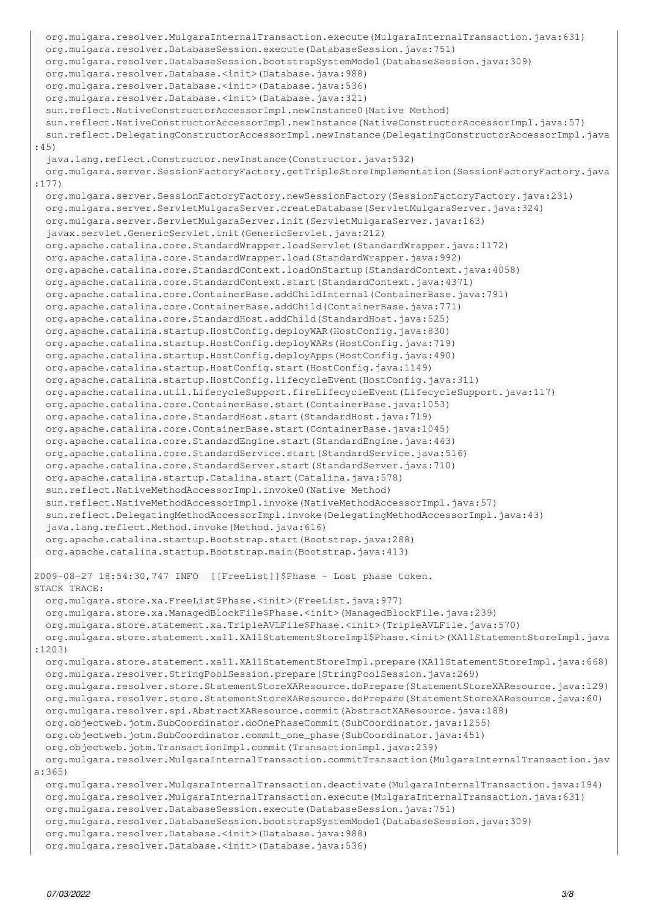```
  org.mulgara.resolver.MulgaraInternalTransaction.execute(MulgaraInternalTransaction.java:631)
  org.mulgara.resolver.DatabaseSession.execute(DatabaseSession.java:751)
  org.mulgara.resolver.DatabaseSession.bootstrapSystemModel(DatabaseSession.java:309)
  org.mulgara.resolver.Database.<init>(Database.java:988)
  org.mulgara.resolver.Database.<init>(Database.java:536)
  org.mulgara.resolver.Database.<init>(Database.java:321)
  sun.reflect.NativeConstructorAccessorImpl.newInstance0(Native Method)
  sun.reflect.NativeConstructorAccessorImpl.newInstance(NativeConstructorAccessorImpl.java:57)
  sun.reflect.DelegatingConstructorAccessorImpl.newInstance(DelegatingConstructorAccessorImpl.java:45)
  java.lang.reflect.Constructor.newInstance(Constructor.java:532)
  org.mulgara.server.SessionFactoryFactory.getTripleStoreImplementation(SessionFactoryFactory.java:177)
  org.mulgara.server.SessionFactoryFactory.newSessionFactory(SessionFactoryFactory.java:231)
  org.mulgara.server.ServletMulgaraServer.createDatabase(ServletMulgaraServer.java:324)
  org.mulgara.server.ServletMulgaraServer.init(ServletMulgaraServer.java:163)
  javax.servlet.GenericServlet.init(GenericServlet.java:212)
  org.apache.catalina.core.StandardWrapper.loadServlet(StandardWrapper.java:1172)
  org.apache.catalina.core.StandardWrapper.load(StandardWrapper.java:992)
  org.apache.catalina.core.StandardContext.loadOnStartup(StandardContext.java:4058)
  org.apache.catalina.core.StandardContext.start(StandardContext.java:4371)
  org.apache.catalina.core.ContainerBase.addChildInternal(ContainerBase.java:791)
  org.apache.catalina.core.ContainerBase.addChild(ContainerBase.java:771)
  org.apache.catalina.core.StandardHost.addChild(StandardHost.java:525)
  org.apache.catalina.startup.HostConfig.deployWAR(HostConfig.java:830)
  org.apache.catalina.startup.HostConfig.deployWARs(HostConfig.java:719)
  org.apache.catalina.startup.HostConfig.deployApps(HostConfig.java:490)
  org.apache.catalina.startup.HostConfig.start(HostConfig.java:1149)
  org.apache.catalina.startup.HostConfig.lifecycleEvent(HostConfig.java:311)
  org.apache.catalina.util.LifecycleSupport.fireLifecycleEvent(LifecycleSupport.java:117)
  org.apache.catalina.core.ContainerBase.start(ContainerBase.java:1053)
  org.apache.catalina.core.StandardHost.start(StandardHost.java:719)
  org.apache.catalina.core.ContainerBase.start(ContainerBase.java:1045)
  org.apache.catalina.core.StandardEngine.start(StandardEngine.java:443)
  org.apache.catalina.core.StandardService.start(StandardService.java:516)
  org.apache.catalina.core.StandardServer.start(StandardServer.java:710)
  org.apache.catalina.startup.Catalina.start(Catalina.java:578)
  sun.reflect.NativeMethodAccessorImpl.invoke0(Native Method)
  sun.reflect.NativeMethodAccessorImpl.invoke(NativeMethodAccessorImpl.java:57)
  sun.reflect.DelegatingMethodAccessorImpl.invoke(DelegatingMethodAccessorImpl.java:43)
  java.lang.reflect.Method.invoke(Method.java:616)
  org.apache.catalina.startup.Bootstrap.start(Bootstrap.java:288)
  org.apache.catalina.startup.Bootstrap.main(Bootstrap.java:413)

2009-08-27 18:54:30,747 INFO  [[FreeList]$Phase - Lost phase token.
STACK TRACE:
  org.mulgara.store.xa.FreeList$Phase.<init>(FreeList.java:977)
  org.mulgara.store.xa.ManagedBlockFile$Phase.<init>(ManagedBlockFile.java:239)
  org.mulgara.store.statement.xa.TripleAVLFile$Phase.<init>(TripleAVLFile.java:570)
  org.mulgara.store.statement.xa11.XA11StatementStoreImpl$Phase.<init>(XA11StatementStoreImpl.java:1203)
  org.mulgara.store.statement.xa11.XA11StatementStoreImpl.prepare(XA11StatementStoreImpl.java:668)
  org.mulgara.resolver.StringPoolSession.prepare(StringPoolSession.java:269)
  org.mulgara.resolver.store.StatementStoreXAResource.doPrepare(StatementStoreXAResource.java:129)
  org.mulgara.resolver.store.StatementStoreXAResource.doPrepare(StatementStoreXAResource.java:60)
  org.mulgara.resolver.spi.AbstractXAResource.commit(AbstractXAResource.java:188)
  org.objectweb.jotm.SubCoordinator.doOnePhaseCommit(SubCoordinator.java:1255)
  org.objectweb.jotm.SubCoordinator.commit_one_phase(SubCoordinator.java:451)
  org.objectweb.jotm.TransactionImpl.commit(TransactionImpl.java:239)
  org.mulgara.resolver.MulgaraInternalTransaction.commitTransaction(MulgaraInternalTransaction.java:365)
  org.mulgara.resolver.MulgaraInternalTransaction.deactivate(MulgaraInternalTransaction.java:194)
  org.mulgara.resolver.MulgaraInternalTransaction.execute(MulgaraInternalTransaction.java:631)
  org.mulgara.resolver.DatabaseSession.execute(DatabaseSession.java:751)
  org.mulgara.resolver.DatabaseSession.bootstrapSystemModel(DatabaseSession.java:309)
  org.mulgara.resolver.Database.<init>(Database.java:988)
  org.mulgara.resolver.Database.<init>(Database.java:536)
```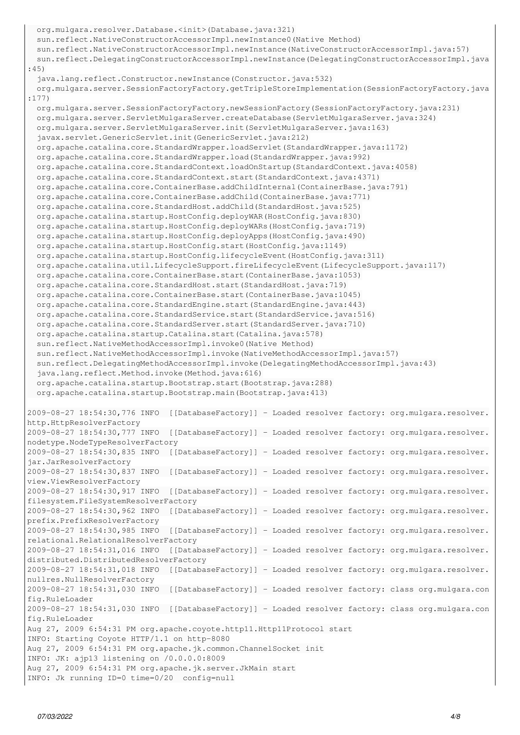```
  org.mulgara.resolver.Database.<init>(Database.java:321)
  sun.reflect.NativeConstructorAccessorImpl.newInstance0(Native Method)
  sun.reflect.NativeConstructorAccessorImpl.newInstance(NativeConstructorAccessorImpl.java:57)
  sun.reflect.DelegatingConstructorAccessorImpl.newInstance(DelegatingConstructorAccessorImpl.java
:45)
  java.lang.reflect.Constructor.newInstance(Constructor.java:532)
  org.mulgara.server.SessionFactoryFactory.getTripleStoreImplementation(SessionFactoryFactory.java
:177)
  org.mulgara.server.SessionFactoryFactory.newSessionFactory(SessionFactoryFactory.java:231)
  org.mulgara.server.ServletMulgaraServer.createDatabase(ServletMulgaraServer.java:324)
  org.mulgara.server.ServletMulgaraServer.init(ServletMulgaraServer.java:163)
  javax.servlet.GenericServlet.init(GenericServlet.java:212)
  org.apache.catalina.core.StandardWrapper.loadServlet(StandardWrapper.java:1172)
  org.apache.catalina.core.StandardWrapper.load(StandardWrapper.java:992)
  org.apache.catalina.core.StandardContext.loadOnStartup(StandardContext.java:4058)
  org.apache.catalina.core.StandardContext.start(StandardContext.java:4371)
  org.apache.catalina.core.ContainerBase.addChildInternal(ContainerBase.java:791)
  org.apache.catalina.core.ContainerBase.addChild(ContainerBase.java:771)
  org.apache.catalina.core.StandardHost.addChild(StandardHost.java:525)
  org.apache.catalina.startup.HostConfig.deployWAR(HostConfig.java:830)
  org.apache.catalina.startup.HostConfig.deployWARs(HostConfig.java:719)
  org.apache.catalina.startup.HostConfig.deployApps(HostConfig.java:490)
  org.apache.catalina.startup.HostConfig.start(HostConfig.java:1149)
  org.apache.catalina.startup.HostConfig.lifecycleEvent(HostConfig.java:311)
  org.apache.catalina.util.LifecycleSupport.fireLifecycleEvent(LifecycleSupport.java:117)
  org.apache.catalina.core.ContainerBase.start(ContainerBase.java:1053)
  org.apache.catalina.core.StandardHost.start(StandardHost.java:719)
  org.apache.catalina.core.ContainerBase.start(ContainerBase.java:1045)
  org.apache.catalina.core.StandardEngine.start(StandardEngine.java:443)
  org.apache.catalina.core.StandardService.start(StandardService.java:516)
  org.apache.catalina.core.StandardServer.start(StandardServer.java:710)
  org.apache.catalina.startup.Catalina.start(Catalina.java:578)
  sun.reflect.NativeMethodAccessorImpl.invoke0(Native Method)
  sun.reflect.NativeMethodAccessorImpl.invoke(NativeMethodAccessorImpl.java:57)
  sun.reflect.DelegatingMethodAccessorImpl.invoke(DelegatingMethodAccessorImpl.java:43)
  java.lang.reflect.Method.invoke(Method.java:616)
  org.apache.catalina.startup.Bootstrap.start(Bootstrap.java:288)
  org.apache.catalina.startup.Bootstrap.main(Bootstrap.java:413)

2009-08-27 18:54:30,776 INFO  [[DatabaseFactory]] - Loaded resolver factory: org.mulgara.resolver.
http.HttpResolverFactory
2009-08-27 18:54:30,777 INFO  [[DatabaseFactory]] - Loaded resolver factory: org.mulgara.resolver.
nodetype.NodeTypeResolverFactory
2009-08-27 18:54:30,835 INFO  [[DatabaseFactory]] - Loaded resolver factory: org.mulgara.resolver.
jar.JarResolverFactory
2009-08-27 18:54:30,837 INFO  [[DatabaseFactory]] - Loaded resolver factory: org.mulgara.resolver.
view.ViewResolverFactory
2009-08-27 18:54:30,917 INFO  [[DatabaseFactory]] - Loaded resolver factory: org.mulgara.resolver.
filesystem.FileSystemResolverFactory
2009-08-27 18:54:30,962 INFO  [[DatabaseFactory]] - Loaded resolver factory: org.mulgara.resolver.
prefix.PrefixResolverFactory
2009-08-27 18:54:30,985 INFO  [[DatabaseFactory]] - Loaded resolver factory: org.mulgara.resolver.
relational.RelationalResolverFactory
2009-08-27 18:54:31,016 INFO  [[DatabaseFactory]] - Loaded resolver factory: org.mulgara.resolver.
distributed.DistributedResolverFactory
2009-08-27 18:54:31,018 INFO  [[DatabaseFactory]] - Loaded resolver factory: org.mulgara.resolver.
nullres.NullResolverFactory
2009-08-27 18:54:31,030 INFO  [[DatabaseFactory]] - Loaded resolver factory: class org.mulgara.con
fig.RuleLoader
2009-08-27 18:54:31,030 INFO  [[DatabaseFactory]] - Loaded resolver factory: class org.mulgara.con
fig.RuleLoader
Aug 27, 2009 6:54:31 PM org.apache.coyote.http11.Http11Protocol start
INFO: Starting Coyote HTTP/1.1 on http-8080
Aug 27, 2009 6:54:31 PM org.apache.jk.common.ChannelSocket init
INFO: JK: ajp13 listening on /0.0.0.0:8009
Aug 27, 2009 6:54:31 PM org.apache.jk.server.JkMain start
INFO: Jk running ID=0 time=0/20  config=null
```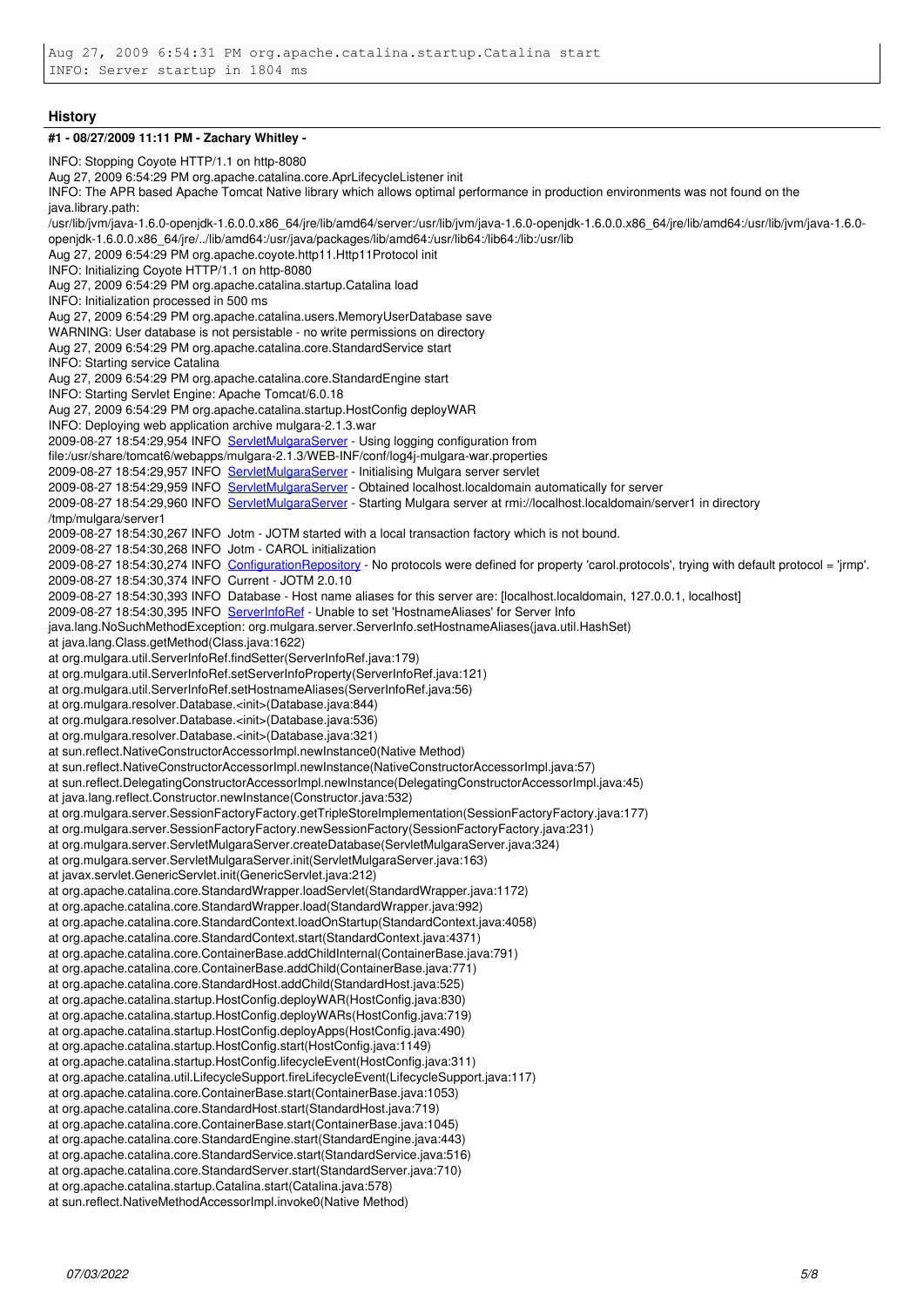```
Aug 27, 2009 6:54:31 PM org.apache.catalina.startup.Catalina start
INFO: Server startup in 1804 ms
```

## History

### #1 - 08/27/2009 11:11 PM - Zachary Whitley -

```
INFO: Stopping Coyote HTTP/1.1 on http-8080
Aug 27, 2009 6:54:29 PM org.apache.catalina.core.AprLifecycleListener init
INFO: The APR based Apache Tomcat Native library which allows optimal performance in production environments was not found on the java.library.path:
/usr/lib/jvm/java-1.6.0-openjdk-1.6.0.0.x86_64/jre/lib/amd64/server:/usr/lib/jvm/java-1.6.0-openjdk-1.6.0.0.x86_64/jre/lib/amd64:/usr/lib/jvm/java-1.6.0-openjdk-1.6.0.0.x86_64/jre/../lib/amd64:/usr/java/packages/lib/amd64:/usr/lib64:/lib64:/lib:/usr/lib
Aug 27, 2009 6:54:29 PM org.apache.coyote.http11.Http11Protocol init
INFO: Initializing Coyote HTTP/1.1 on http-8080
Aug 27, 2009 6:54:29 PM org.apache.catalina.startup.Catalina load
INFO: Initialization processed in 500 ms
Aug 27, 2009 6:54:29 PM org.apache.catalina.users.MemoryUserDatabase save
WARNING: User database is not persistable - no write permissions on directory
Aug 27, 2009 6:54:29 PM org.apache.catalina.core.StandardService start
INFO: Starting service Catalina
Aug 27, 2009 6:54:29 PM org.apache.catalina.core.StandardEngine start
INFO: Starting Servlet Engine: Apache Tomcat/6.0.18
Aug 27, 2009 6:54:29 PM org.apache.catalina.startup.HostConfig deployWAR
INFO: Deploying web application archive mulgara-2.1.3.war
2009-08-27 18:54:29,954 INFO ServletMulgaraServer - Using logging configuration from
file:/usr/share/tomcat6/webapps/mulgara-2.1.3/WEB-INF/conf/log4j-mulgara-war.properties
2009-08-27 18:54:29,957 INFO ServletMulgaraServer - Initialising Mulgara server servlet
2009-08-27 18:54:29,959 INFO ServletMulgaraServer - Obtained localhost.localdomain automatically for server
2009-08-27 18:54:29,960 INFO ServletMulgaraServer - Starting Mulgara server at rmi://localhost.localdomain/server1 in directory
/tmp/mulgara/server1
2009-08-27 18:54:30,267 INFO Jotm - JOTM started with a local transaction factory which is not bound.
2009-08-27 18:54:30,268 INFO Jotm - CAROL initialization
2009-08-27 18:54:30,274 INFO ConfigurationRepository - No protocols were defined for property 'carol.protocols', trying with default protocol = 'jrmp'.
2009-08-27 18:54:30,374 INFO Current - JOTM 2.0.10
2009-08-27 18:54:30,393 INFO Database - Host name aliases for this server are: [localhost.localdomain, 127.0.0.1, localhost]
2009-08-27 18:54:30,395 INFO ServerInfoRef - Unable to set 'HostnameAliases' for Server Info
java.lang.NoSuchMethodException: org.mulgara.server.ServerInfo.setHostnameAliases(java.util.HashSet)
at java.lang.Class.getMethod(Class.java:1622)
at org.mulgara.util.ServerInfoRef.findSetter(ServerInfoRef.java:179)
at org.mulgara.util.ServerInfoRef.setServerInfoProperty(ServerInfoRef.java:121)
at org.mulgara.util.ServerInfoRef.setHostnameAliases(ServerInfoRef.java:56)
at org.mulgara.resolver.Database.<init>(Database.java:844)
at org.mulgara.resolver.Database.<init>(Database.java:536)
at org.mulgara.resolver.Database.<init>(Database.java:321)
at sun.reflect.NativeConstructorAccessorImpl.newInstance0(Native Method)
at sun.reflect.NativeConstructorAccessorImpl.newInstance(NativeConstructorAccessorImpl.java:57)
at sun.reflect.DelegatingConstructorAccessorImpl.newInstance(DelegatingConstructorAccessorImpl.java:45)
at java.lang.reflect.Constructor.newInstance(Constructor.java:532)
at org.mulgara.server.SessionFactoryFactory.getTripleStoreImplementation(SessionFactoryFactory.java:177)
at org.mulgara.server.SessionFactoryFactory.newSessionFactory(SessionFactoryFactory.java:231)
at org.mulgara.server.ServletMulgaraServer.createDatabase(ServletMulgaraServer.java:324)
at org.mulgara.server.ServletMulgaraServer.init(ServletMulgaraServer.java:163)
at javax.servlet.GenericServlet.init(GenericServlet.java:212)
at org.apache.catalina.core.StandardWrapper.loadServlet(StandardWrapper.java:1172)
at org.apache.catalina.core.StandardWrapper.load(StandardWrapper.java:992)
at org.apache.catalina.core.StandardContext.loadOnStartup(StandardContext.java:4058)
at org.apache.catalina.core.StandardContext.start(StandardContext.java:4371)
at org.apache.catalina.core.ContainerBase.addChildInternal(ContainerBase.java:791)
at org.apache.catalina.core.ContainerBase.addChild(ContainerBase.java:771)
at org.apache.catalina.core.StandardHost.addChild(StandardHost.java:525)
at org.apache.catalina.startup.HostConfig.deployWAR(HostConfig.java:830)
at org.apache.catalina.startup.HostConfig.deployWARs(HostConfig.java:719)
at org.apache.catalina.startup.HostConfig.deployApps(HostConfig.java:490)
at org.apache.catalina.startup.HostConfig.start(HostConfig.java:1149)
at org.apache.catalina.startup.HostConfig.lifecycleEvent(HostConfig.java:311)
at org.apache.catalina.util.LifecycleSupport.fireLifecycleEvent(LifecycleSupport.java:117)
at org.apache.catalina.core.ContainerBase.start(ContainerBase.java:1053)
at org.apache.catalina.core.StandardHost.start(StandardHost.java:719)
at org.apache.catalina.core.ContainerBase.start(ContainerBase.java:1045)
at org.apache.catalina.core.StandardEngine.start(StandardEngine.java:443)
at org.apache.catalina.core.StandardService.start(StandardService.java:516)
at org.apache.catalina.core.StandardServer.start(StandardServer.java:710)
at org.apache.catalina.startup.Catalina.start(Catalina.java:578)
at sun.reflect.NativeMethodAccessorImpl.invoke0(Native Method)
```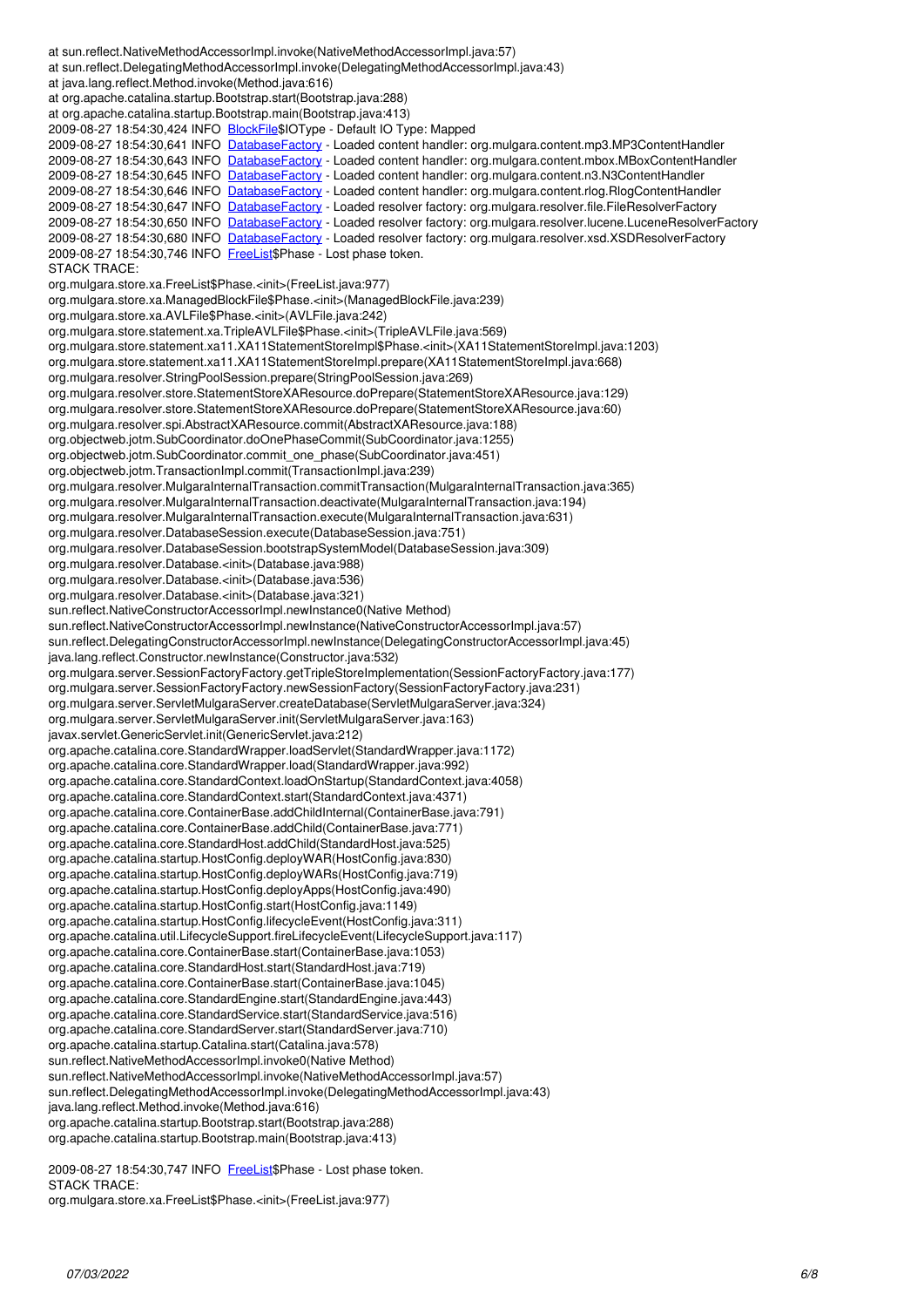```
at sun.reflect.NativeMethodAccessorImpl.invoke(NativeMethodAccessorImpl.java:57)
at sun.reflect.DelegatingMethodAccessorImpl.invoke(DelegatingMethodAccessorImpl.java:43)
at java.lang.reflect.Method.invoke(Method.java:616)
at org.apache.catalina.startup.Bootstrap.start(Bootstrap.java:288)
at org.apache.catalina.startup.Bootstrap.main(Bootstrap.java:413)
2009-08-27 18:54:30,424 INFO  BlockFile$IOType - Default IO Type: Mapped
2009-08-27 18:54:30,641 INFO  DatabaseFactory - Loaded content handler: org.mulgara.content.mp3.MP3ContentHandler
2009-08-27 18:54:30,643 INFO  DatabaseFactory - Loaded content handler: org.mulgara.content.mbox.MBoxContentHandler
2009-08-27 18:54:30,645 INFO  DatabaseFactory - Loaded content handler: org.mulgara.content.n3.N3ContentHandler
2009-08-27 18:54:30,646 INFO  DatabaseFactory - Loaded content handler: org.mulgara.content.rlog.RlogContentHandler
2009-08-27 18:54:30,647 INFO  DatabaseFactory - Loaded resolver factory: org.mulgara.resolver.file.FileResolverFactory
2009-08-27 18:54:30,650 INFO  DatabaseFactory - Loaded resolver factory: org.mulgara.resolver.lucene.LuceneResolverFactory
2009-08-27 18:54:30,680 INFO  DatabaseFactory - Loaded resolver factory: org.mulgara.resolver.xsd.XSDResolverFactory
2009-08-27 18:54:30,746 INFO  FreeList$Phase - Lost phase token.
STACK TRACE:
org.mulgara.store.xa.FreeList$Phase.<init>(FreeList.java:977)
org.mulgara.store.xa.ManagedBlockFile$Phase.<init>(ManagedBlockFile.java:239)
org.mulgara.store.xa.AVLFile$Phase.<init>(AVLFile.java:242)
org.mulgara.store.statement.xa.TripleAVLFile$Phase.<init>(TripleAVLFile.java:569)
org.mulgara.store.statement.xa11.XA11StatementStoreImpl$Phase.<init>(XA11StatementStoreImpl.java:1203)
org.mulgara.store.statement.xa11.XA11StatementStoreImpl.prepare(XA11StatementStoreImpl.java:668)
org.mulgara.resolver.StringPoolSession.prepare(StringPoolSession.java:269)
org.mulgara.resolver.store.StatementStoreXAResource.doPrepare(StatementStoreXAResource.java:129)
org.mulgara.resolver.store.StatementStoreXAResource.doPrepare(StatementStoreXAResource.java:60)
org.mulgara.resolver.spi.AbstractXAResource.commit(AbstractXAResource.java:188)
org.objectweb.jotm.SubCoordinator.doOnePhaseCommit(SubCoordinator.java:1255)
org.objectweb.jotm.SubCoordinator.commit_one_phase(SubCoordinator.java:451)
org.objectweb.jotm.TransactionImpl.commit(TransactionImpl.java:239)
org.mulgara.resolver.MulgaraInternalTransaction.commitTransaction(MulgaraInternalTransaction.java:365)
org.mulgara.resolver.MulgaraInternalTransaction.deactivate(MulgaraInternalTransaction.java:194)
org.mulgara.resolver.MulgaraInternalTransaction.execute(MulgaraInternalTransaction.java:631)
org.mulgara.resolver.DatabaseSession.execute(DatabaseSession.java:751)
org.mulgara.resolver.DatabaseSession.bootstrapSystemModel(DatabaseSession.java:309)
org.mulgara.resolver.Database.<init>(Database.java:988)
org.mulgara.resolver.Database.<init>(Database.java:536)
org.mulgara.resolver.Database.<init>(Database.java:321)
sun.reflect.NativeConstructorAccessorImpl.newInstance0(Native Method)
sun.reflect.NativeConstructorAccessorImpl.newInstance(NativeConstructorAccessorImpl.java:57)
sun.reflect.DelegatingConstructorAccessorImpl.newInstance(DelegatingConstructorAccessorImpl.java:45)
java.lang.reflect.Constructor.newInstance(Constructor.java:532)
org.mulgara.server.SessionFactoryFactory.getTripleStoreImplementation(SessionFactoryFactory.java:177)
org.mulgara.server.SessionFactoryFactory.newSessionFactory(SessionFactoryFactory.java:231)
org.mulgara.server.ServletMulgaraServer.createDatabase(ServletMulgaraServer.java:324)
org.mulgara.server.ServletMulgaraServer.init(ServletMulgaraServer.java:163)
javax.servlet.GenericServlet.init(GenericServlet.java:212)
org.apache.catalina.core.StandardWrapper.loadServlet(StandardWrapper.java:1172)
org.apache.catalina.core.StandardWrapper.load(StandardWrapper.java:992)
org.apache.catalina.core.StandardContext.loadOnStartup(StandardContext.java:4058)
org.apache.catalina.core.StandardContext.start(StandardContext.java:4371)
org.apache.catalina.core.ContainerBase.addChildInternal(ContainerBase.java:791)
org.apache.catalina.core.ContainerBase.addChild(ContainerBase.java:771)
org.apache.catalina.core.StandardHost.addChild(StandardHost.java:525)
org.apache.catalina.startup.HostConfig.deployWAR(HostConfig.java:830)
org.apache.catalina.startup.HostConfig.deployWARs(HostConfig.java:719)
org.apache.catalina.startup.HostConfig.deployApps(HostConfig.java:490)
org.apache.catalina.startup.HostConfig.start(HostConfig.java:1149)
org.apache.catalina.startup.HostConfig.lifecycleEvent(HostConfig.java:311)
org.apache.catalina.util.LifecycleSupport.fireLifecycleEvent(LifecycleSupport.java:117)
org.apache.catalina.core.ContainerBase.start(ContainerBase.java:1053)
org.apache.catalina.core.StandardHost.start(StandardHost.java:719)
org.apache.catalina.core.ContainerBase.start(ContainerBase.java:1045)
org.apache.catalina.core.StandardEngine.start(StandardEngine.java:443)
org.apache.catalina.core.StandardService.start(StandardService.java:516)
org.apache.catalina.core.StandardServer.start(StandardServer.java:710)
org.apache.catalina.startup.Catalina.start(Catalina.java:578)
sun.reflect.NativeMethodAccessorImpl.invoke0(Native Method)
sun.reflect.NativeMethodAccessorImpl.invoke(NativeMethodAccessorImpl.java:57)
sun.reflect.DelegatingMethodAccessorImpl.invoke(DelegatingMethodAccessorImpl.java:43)
java.lang.reflect.Method.invoke(Method.java:616)
org.apache.catalina.startup.Bootstrap.start(Bootstrap.java:288)
org.apache.catalina.startup.Bootstrap.main(Bootstrap.java:413)

2009-08-27 18:54:30,747 INFO  FreeList$Phase - Lost phase token.
STACK TRACE:
org.mulgara.store.xa.FreeList$Phase.<init>(FreeList.java:977)
```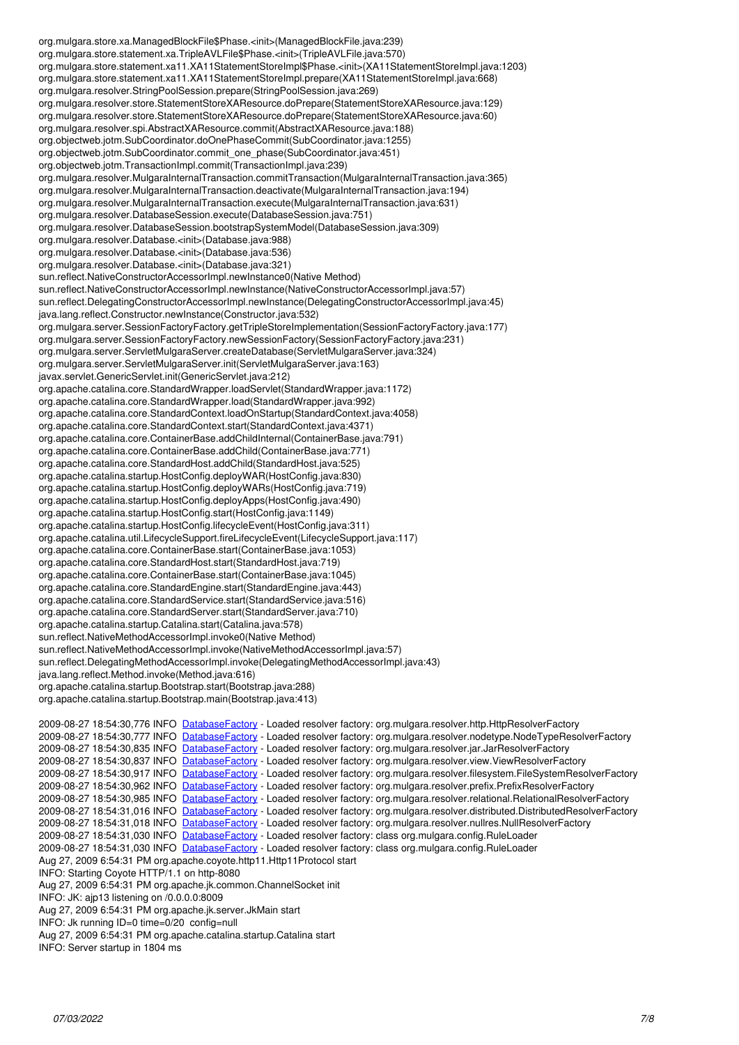```
org.mulgara.store.xa.ManagedBlockFile$Phase.<init>(ManagedBlockFile.java:239)
org.mulgara.store.statement.xa.TripleAVLFile$Phase.<init>(TripleAVLFile.java:570)
org.mulgara.store.statement.xa11.XA11StatementStoreImpl$Phase.<init>(XA11StatementStoreImpl.java:1203)
org.mulgara.store.statement.xa11.XA11StatementStoreImpl.prepare(XA11StatementStoreImpl.java:668)
org.mulgara.resolver.StringPoolSession.prepare(StringPoolSession.java:269)
org.mulgara.resolver.store.StatementStoreXAResource.doPrepare(StatementStoreXAResource.java:129)
org.mulgara.resolver.store.StatementStoreXAResource.doPrepare(StatementStoreXAResource.java:60)
org.mulgara.resolver.spi.AbstractXAResource.commit(AbstractXAResource.java:188)
org.objectweb.jotm.SubCoordinator.doOnePhaseCommit(SubCoordinator.java:1255)
org.objectweb.jotm.SubCoordinator.commit_one_phase(SubCoordinator.java:451)
org.objectweb.jotm.TransactionImpl.commit(TransactionImpl.java:239)
org.mulgara.resolver.MulgaraInternalTransaction.commitTransaction(MulgaraInternalTransaction.java:365)
org.mulgara.resolver.MulgaraInternalTransaction.deactivate(MulgaraInternalTransaction.java:194)
org.mulgara.resolver.MulgaraInternalTransaction.execute(MulgaraInternalTransaction.java:631)
org.mulgara.resolver.DatabaseSession.execute(DatabaseSession.java:751)
org.mulgara.resolver.DatabaseSession.bootstrapSystemModel(DatabaseSession.java:309)
org.mulgara.resolver.Database.<init>(Database.java:988)
org.mulgara.resolver.Database.<init>(Database.java:536)
org.mulgara.resolver.Database.<init>(Database.java:321)
sun.reflect.NativeConstructorAccessorImpl.newInstance0(Native Method)
sun.reflect.NativeConstructorAccessorImpl.newInstance(NativeConstructorAccessorImpl.java:57)
sun.reflect.DelegatingConstructorAccessorImpl.newInstance(DelegatingConstructorAccessorImpl.java:45)
java.lang.reflect.Constructor.newInstance(Constructor.java:532)
org.mulgara.server.SessionFactoryFactory.getTripleStoreImplementation(SessionFactoryFactory.java:177)
org.mulgara.server.SessionFactoryFactory.newSessionFactory(SessionFactoryFactory.java:231)
org.mulgara.server.ServletMulgaraServer.createDatabase(ServletMulgaraServer.java:324)
org.mulgara.server.ServletMulgaraServer.init(ServletMulgaraServer.java:163)
javax.servlet.GenericServlet.init(GenericServlet.java:212)
org.apache.catalina.core.StandardWrapper.loadServlet(StandardWrapper.java:1172)
org.apache.catalina.core.StandardWrapper.load(StandardWrapper.java:992)
org.apache.catalina.core.StandardContext.loadOnStartup(StandardContext.java:4058)
org.apache.catalina.core.StandardContext.start(StandardContext.java:4371)
org.apache.catalina.core.ContainerBase.addChildInternal(ContainerBase.java:791)
org.apache.catalina.core.ContainerBase.addChild(ContainerBase.java:771)
org.apache.catalina.core.StandardHost.addChild(StandardHost.java:525)
org.apache.catalina.startup.HostConfig.deployWAR(HostConfig.java:830)
org.apache.catalina.startup.HostConfig.deployWARs(HostConfig.java:719)
org.apache.catalina.startup.HostConfig.deployApps(HostConfig.java:490)
org.apache.catalina.startup.HostConfig.start(HostConfig.java:1149)
org.apache.catalina.startup.HostConfig.lifecycleEvent(HostConfig.java:311)
org.apache.catalina.util.LifecycleSupport.fireLifecycleEvent(LifecycleSupport.java:117)
org.apache.catalina.core.ContainerBase.start(ContainerBase.java:1053)
org.apache.catalina.core.StandardHost.start(StandardHost.java:719)
org.apache.catalina.core.ContainerBase.start(ContainerBase.java:1045)
org.apache.catalina.core.StandardEngine.start(StandardEngine.java:443)
org.apache.catalina.core.StandardService.start(StandardService.java:516)
org.apache.catalina.core.StandardServer.start(StandardServer.java:710)
org.apache.catalina.startup.Catalina.start(Catalina.java:578)
sun.reflect.NativeMethodAccessorImpl.invoke0(Native Method)
sun.reflect.NativeMethodAccessorImpl.invoke(NativeMethodAccessorImpl.java:57)
sun.reflect.DelegatingMethodAccessorImpl.invoke(DelegatingMethodAccessorImpl.java:43)
java.lang.reflect.Method.invoke(Method.java:616)
org.apache.catalina.startup.Bootstrap.start(Bootstrap.java:288)
org.apache.catalina.startup.Bootstrap.main(Bootstrap.java:413)

2009-08-27 18:54:30,776 INFO  DatabaseFactory - Loaded resolver factory: org.mulgara.resolver.http.HttpResolverFactory
2009-08-27 18:54:30,777 INFO  DatabaseFactory - Loaded resolver factory: org.mulgara.resolver.nodetype.NodeTypeResolverFactory
2009-08-27 18:54:30,835 INFO  DatabaseFactory - Loaded resolver factory: org.mulgara.resolver.jar.JarResolverFactory
2009-08-27 18:54:30,837 INFO  DatabaseFactory - Loaded resolver factory: org.mulgara.resolver.view.ViewResolverFactory
2009-08-27 18:54:30,917 INFO  DatabaseFactory - Loaded resolver factory: org.mulgara.resolver.filesystem.FileSystemResolverFactory
2009-08-27 18:54:30,962 INFO  DatabaseFactory - Loaded resolver factory: org.mulgara.resolver.prefix.PrefixResolverFactory
2009-08-27 18:54:30,985 INFO  DatabaseFactory - Loaded resolver factory: org.mulgara.resolver.relational.RelationalResolverFactory
2009-08-27 18:54:31,016 INFO  DatabaseFactory - Loaded resolver factory: org.mulgara.resolver.distributed.DistributedResolverFactory
2009-08-27 18:54:31,018 INFO  DatabaseFactory - Loaded resolver factory: org.mulgara.resolver.nullres.NullResolverFactory
2009-08-27 18:54:31,030 INFO  DatabaseFactory - Loaded resolver factory: class org.mulgara.config.RuleLoader
2009-08-27 18:54:31,030 INFO  DatabaseFactory - Loaded resolver factory: class org.mulgara.config.RuleLoader
Aug 27, 2009 6:54:31 PM org.apache.coyote.http11.Http11Protocol start
INFO: Starting Coyote HTTP/1.1 on http-8080
Aug 27, 2009 6:54:31 PM org.apache.jk.common.ChannelSocket init
INFO: JK: ajp13 listening on /0.0.0.0:8009
Aug 27, 2009 6:54:31 PM org.apache.jk.server.JkMain start
INFO: Jk running ID=0 time=0/20  config=null
Aug 27, 2009 6:54:31 PM org.apache.catalina.startup.Catalina start
INFO: Server startup in 1804 ms
```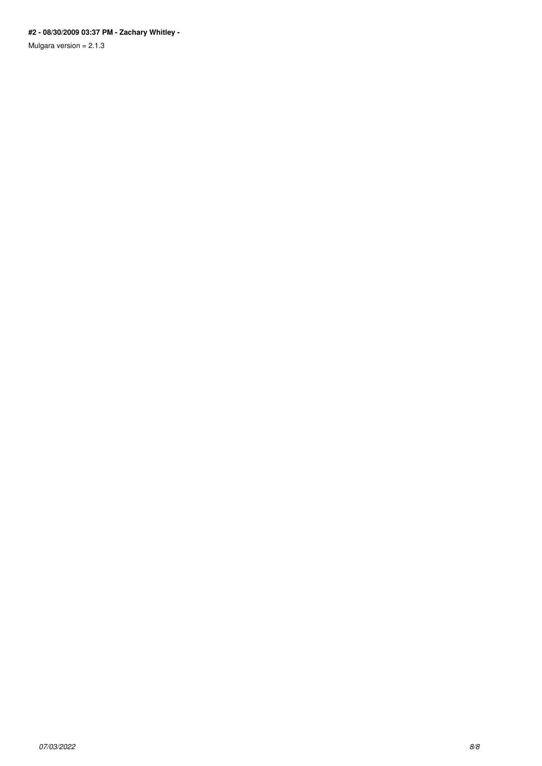**#2 - 08/30/2009 03:37 PM - Zachary Whitley -**

Mulgara version = 2.1.3